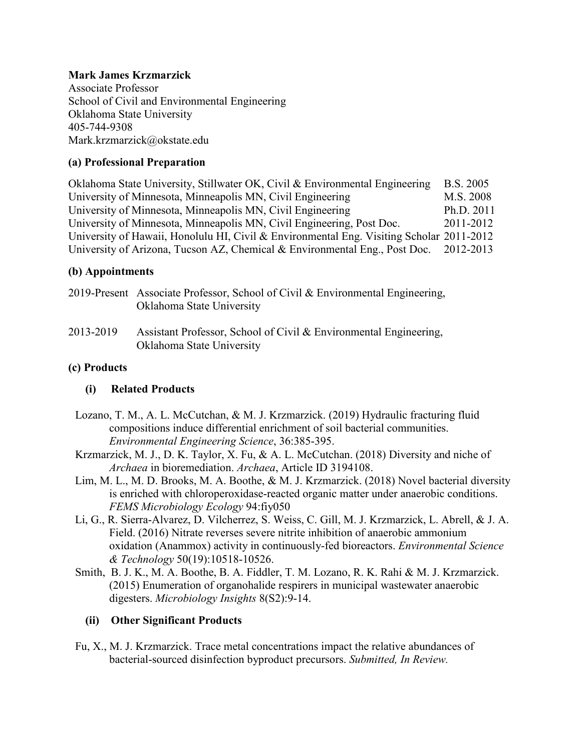**Mark James Krzmarzick**
Associate Professor
School of Civil and Environmental Engineering
Oklahoma State University
405-744-9308
Mark.krzmarzick@okstate.edu

## (a) Professional Preparation

| | |
|---|---|
| Oklahoma State University, Stillwater OK, Civil & Environmental Engineering | B.S. 2005 |
| University of Minnesota, Minneapolis MN, Civil Engineering | M.S. 2008 |
| University of Minnesota, Minneapolis MN, Civil Engineering | Ph.D. 2011 |
| University of Minnesota, Minneapolis MN, Civil Engineering, Post Doc. | 2011-2012 |
| University of Hawaii, Honolulu HI, Civil & Environmental Eng. Visiting Scholar | 2011-2012 |
| University of Arizona, Tucson AZ, Chemical & Environmental Eng., Post Doc. | 2012-2013 |

## (b) Appointments

2019-Present Associate Professor, School of Civil & Environmental Engineering, Oklahoma State University

2013-2019 Assistant Professor, School of Civil & Environmental Engineering, Oklahoma State University

## (c) Products

### (i) Related Products

Lozano, T. M., A. L. McCutchan, & M. J. Krzmarzick. (2019) Hydraulic fracturing fluid compositions induce differential enrichment of soil bacterial communities. *Environmental Engineering Science*, 36:385-395.

Krzmarzick, M. J., D. K. Taylor, X. Fu, & A. L. McCutchan. (2018) Diversity and niche of *Archaea* in bioremediation. *Archaea*, Article ID 3194108.

Lim, M. L., M. D. Brooks, M. A. Boothe, & M. J. Krzmarzick. (2018) Novel bacterial diversity is enriched with chloroperoxidase-reacted organic matter under anaerobic conditions. *FEMS Microbiology Ecology* 94:fiy050

Li, G., R. Sierra-Alvarez, D. Vilcherrez, S. Weiss, C. Gill, M. J. Krzmarzick, L. Abrell, & J. A. Field. (2016) Nitrate reverses severe nitrite inhibition of anaerobic ammonium oxidation (Anammox) activity in continuously-fed bioreactors. *Environmental Science & Technology* 50(19):10518-10526.

Smith, B. J. K., M. A. Boothe, B. A. Fiddler, T. M. Lozano, R. K. Rahi & M. J. Krzmarzick. (2015) Enumeration of organohalide respirers in municipal wastewater anaerobic digesters. *Microbiology Insights* 8(S2):9-14.

### (ii) Other Significant Products

Fu, X., M. J. Krzmarzick. Trace metal concentrations impact the relative abundances of bacterial-sourced disinfection byproduct precursors. *Submitted, In Review.*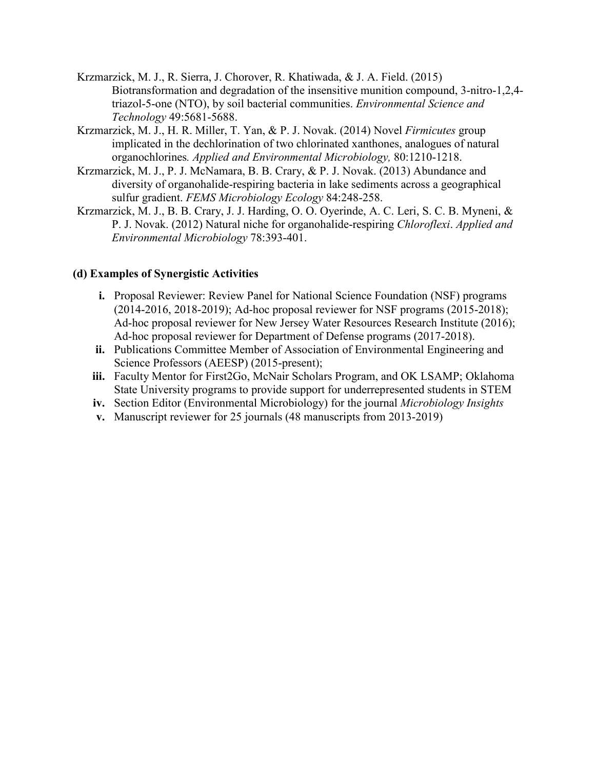Krzmarzick, M. J., R. Sierra, J. Chorover, R. Khatiwada, & J. A. Field. (2015) Biotransformation and degradation of the insensitive munition compound, 3-nitro-1,2,4-triazol-5-one (NTO), by soil bacterial communities. *Environmental Science and Technology* 49:5681-5688.

Krzmarzick, M. J., H. R. Miller, T. Yan, & P. J. Novak. (2014) Novel *Firmicutes* group implicated in the dechlorination of two chlorinated xanthones, analogues of natural organochlorines*. Applied and Environmental Microbiology,* 80:1210-1218.

Krzmarzick, M. J., P. J. McNamara, B. B. Crary, & P. J. Novak. (2013) Abundance and diversity of organohalide-respiring bacteria in lake sediments across a geographical sulfur gradient. *FEMS Microbiology Ecology* 84:248-258.

Krzmarzick, M. J., B. B. Crary, J. J. Harding, O. O. Oyerinde, A. C. Leri, S. C. B. Myneni, & P. J. Novak. (2012) Natural niche for organohalide-respiring *Chloroflexi*. *Applied and Environmental Microbiology* 78:393-401.

### (d) Examples of Synergistic Activities

- **i.** Proposal Reviewer: Review Panel for National Science Foundation (NSF) programs (2014-2016, 2018-2019); Ad-hoc proposal reviewer for NSF programs (2015-2018); Ad-hoc proposal reviewer for New Jersey Water Resources Research Institute (2016); Ad-hoc proposal reviewer for Department of Defense programs (2017-2018).
- **ii.** Publications Committee Member of Association of Environmental Engineering and Science Professors (AEESP) (2015-present);
- **iii.** Faculty Mentor for First2Go, McNair Scholars Program, and OK LSAMP; Oklahoma State University programs to provide support for underrepresented students in STEM
- **iv.** Section Editor (Environmental Microbiology) for the journal *Microbiology Insights*
- **v.** Manuscript reviewer for 25 journals (48 manuscripts from 2013-2019)